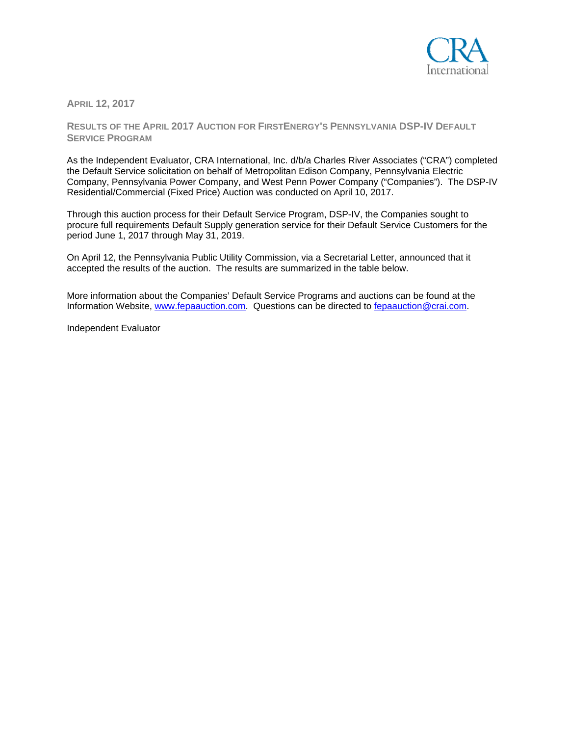APRIL 12, 2017

## RESULTS OF THE APRIL 2017 AUCTION FOR FIRSTENERGY'S PENNSYLVANIA DSP-IV DEFAULT SERVICE PROGRAM

As the Independent Evaluator, CRA International, Inc. d/b/a Charles River Associates ("CRA") completed the Default Service solicitation on behalf of Metropolitan Edison Company, Pennsylvania Electric Company, Pennsylvania Power Company, and West Penn Power Company ("Companies"). The DSP-IV Residential/Commercial (Fixed Price) Auction was conducted on April 10, 2017.

Through this auction process for their Default Service Program, DSP-IV, the Companies sought to procure full requirements Default Supply generation service for their Default Service Customers for the period June 1, 2017 through May 31, 2019.

On April 12, the Pennsylvania Public Utility Commission, via a Secretarial Letter, announced that it accepted the results of the auction. The results are summarized in the table below.

More information about the Companies' Default Service Programs and auctions can be found at the Information Website, www.fepaauction.com. Questions can be directed to fepaauction@crai.com.

Independent Evaluator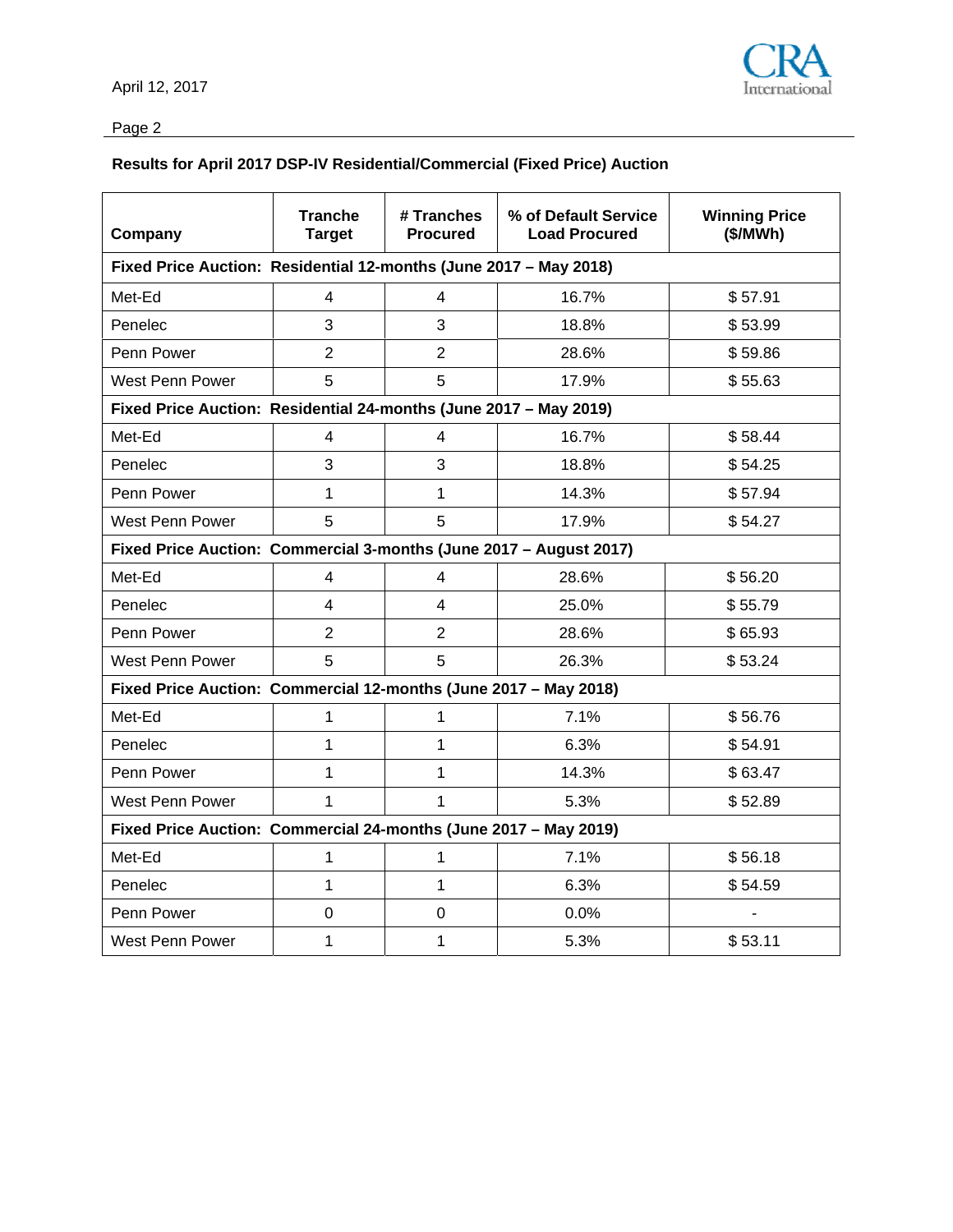**Results for April 2017 DSP-IV Residential/Commercial (Fixed Price) Auction**

| Company | Tranche Target | # Tranches Procured | % of Default Service Load Procured | Winning Price ($/MWh) |
|---|---|---|---|---|
| **Fixed Price Auction: Residential 12-months (June 2017 – May 2018)** | | | | |
| Met-Ed | 4 | 4 | 16.7% | $ 57.91 |
| Penelec | 3 | 3 | 18.8% | $ 53.99 |
| Penn Power | 2 | 2 | 28.6% | $ 59.86 |
| West Penn Power | 5 | 5 | 17.9% | $ 55.63 |
| **Fixed Price Auction: Residential 24-months (June 2017 – May 2019)** | | | | |
| Met-Ed | 4 | 4 | 16.7% | $ 58.44 |
| Penelec | 3 | 3 | 18.8% | $ 54.25 |
| Penn Power | 1 | 1 | 14.3% | $ 57.94 |
| West Penn Power | 5 | 5 | 17.9% | $ 54.27 |
| **Fixed Price Auction: Commercial 3-months (June 2017 – August 2017)** | | | | |
| Met-Ed | 4 | 4 | 28.6% | $ 56.20 |
| Penelec | 4 | 4 | 25.0% | $ 55.79 |
| Penn Power | 2 | 2 | 28.6% | $ 65.93 |
| West Penn Power | 5 | 5 | 26.3% | $ 53.24 |
| **Fixed Price Auction: Commercial 12-months (June 2017 – May 2018)** | | | | |
| Met-Ed | 1 | 1 | 7.1% | $ 56.76 |
| Penelec | 1 | 1 | 6.3% | $ 54.91 |
| Penn Power | 1 | 1 | 14.3% | $ 63.47 |
| West Penn Power | 1 | 1 | 5.3% | $ 52.89 |
| **Fixed Price Auction: Commercial 24-months (June 2017 – May 2019)** | | | | |
| Met-Ed | 1 | 1 | 7.1% | $ 56.18 |
| Penelec | 1 | 1 | 6.3% | $ 54.59 |
| Penn Power | 0 | 0 | 0.0% | - |
| West Penn Power | 1 | 1 | 5.3% | $ 53.11 |